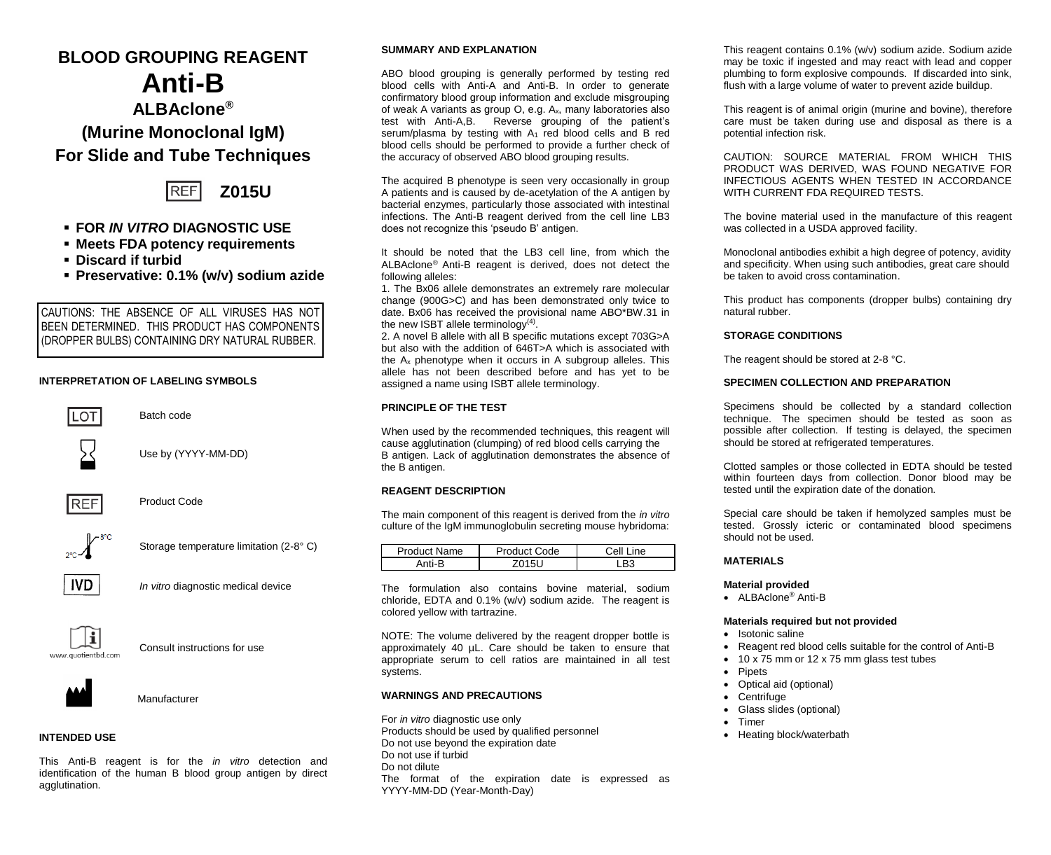# BLOOD GROUPING REAGENT

# Anti-B

## ALBAclone®

## (Murine Monoclonal IgM)

## For Slide and Tube Techniques

REF **Z015U**

- **FOR *IN VITRO* DIAGNOSTIC USE**
- **Meets FDA potency requirements**
- **Discard if turbid**
- **Preservative: 0.1% (w/v) sodium azide**

CAUTIONS: THE ABSENCE OF ALL VIRUSES HAS NOT BEEN DETERMINED. THIS PRODUCT HAS COMPONENTS (DROPPER BULBS) CONTAINING DRY NATURAL RUBBER.

### INTERPRETATION OF LABELING SYMBOLS

| Symbol | Meaning |
| --- | --- |
| LOT | Batch code |
| (hourglass) | Use by (YYYY-MM-DD) |
| REF | Product Code |
| 2°C–8°C | Storage temperature limitation (2-8° C) |
| IVD | *In vitro* diagnostic medical device |
| i (www.quotientbd.com) | Consult instructions for use |
| (factory) | Manufacturer |

### INTENDED USE

This Anti-B reagent is for the *in vitro* detection and identification of the human B blood group antigen by direct agglutination.

### SUMMARY AND EXPLANATION

ABO blood grouping is generally performed by testing red blood cells with Anti-A and Anti-B. In order to generate confirmatory blood group information and exclude misgrouping of weak A variants as group O, e.g. $A_x$, many laboratories also test with Anti-A,B. Reverse grouping of the patient's serum/plasma by testing with $A_1$ red blood cells and B red blood cells should be performed to provide a further check of the accuracy of observed ABO blood grouping results.

The acquired B phenotype is seen very occasionally in group A patients and is caused by de-acetylation of the A antigen by bacterial enzymes, particularly those associated with intestinal infections. The Anti-B reagent derived from the cell line LB3 does not recognize this 'pseudo B' antigen.

It should be noted that the LB3 cell line, from which the ALBAclone® Anti-B reagent is derived, does not detect the following alleles:

1. The Bx06 allele demonstrates an extremely rare molecular change (900G>C) and has been demonstrated only twice to date. Bx06 has received the provisional name ABO*BW.31 in the new ISBT allele terminology[4].
2. A novel B allele with all B specific mutations except 703G>A but also with the addition of 646T>A which is associated with the $A_x$ phenotype when it occurs in A subgroup alleles. This allele has not been described before and has yet to be assigned a name using ISBT allele terminology.

### PRINCIPLE OF THE TEST

When used by the recommended techniques, this reagent will cause agglutination (clumping) of red blood cells carrying the B antigen. Lack of agglutination demonstrates the absence of the B antigen.

### REAGENT DESCRIPTION

The main component of this reagent is derived from the *in vitro* culture of the IgM immunoglobulin secreting mouse hybridoma:

| Product Name | Product Code | Cell Line |
| --- | --- | --- |
| Anti-B | Z015U | LB3 |

The formulation also contains bovine material, sodium chloride, EDTA and 0.1% (w/v) sodium azide. The reagent is colored yellow with tartrazine.

NOTE: The volume delivered by the reagent dropper bottle is approximately 40 µL. Care should be taken to ensure that appropriate serum to cell ratios are maintained in all test systems.

### WARNINGS AND PRECAUTIONS

For *in vitro* diagnostic use only
Products should be used by qualified personnel
Do not use beyond the expiration date
Do not use if turbid
Do not dilute
The format of the expiration date is expressed as YYYY-MM-DD (Year-Month-Day)

This reagent contains 0.1% (w/v) sodium azide. Sodium azide may be toxic if ingested and may react with lead and copper plumbing to form explosive compounds. If discarded into sink, flush with a large volume of water to prevent azide buildup.

This reagent is of animal origin (murine and bovine), therefore care must be taken during use and disposal as there is a potential infection risk.

CAUTION: SOURCE MATERIAL FROM WHICH THIS PRODUCT WAS DERIVED, WAS FOUND NEGATIVE FOR INFECTIOUS AGENTS WHEN TESTED IN ACCORDANCE WITH CURRENT FDA REQUIRED TESTS.

The bovine material used in the manufacture of this reagent was collected in a USDA approved facility.

Monoclonal antibodies exhibit a high degree of potency, avidity and specificity. When using such antibodies, great care should be taken to avoid cross contamination.

This product has components (dropper bulbs) containing dry natural rubber.

### STORAGE CONDITIONS

The reagent should be stored at 2-8 °C.

### SPECIMEN COLLECTION AND PREPARATION

Specimens should be collected by a standard collection technique. The specimen should be tested as soon as possible after collection. If testing is delayed, the specimen should be stored at refrigerated temperatures.

Clotted samples or those collected in EDTA should be tested within fourteen days from collection. Donor blood may be tested until the expiration date of the donation.

Special care should be taken if hemolyzed samples must be tested. Grossly icteric or contaminated blood specimens should not be used.

### MATERIALS

**Material provided**

- ALBAclone® Anti-B

**Materials required but not provided**

- Isotonic saline
- Reagent red blood cells suitable for the control of Anti-B
- 10 x 75 mm or 12 x 75 mm glass test tubes
- Pipets
- Optical aid (optional)
- Centrifuge
- Glass slides (optional)
- Timer
- Heating block/waterbath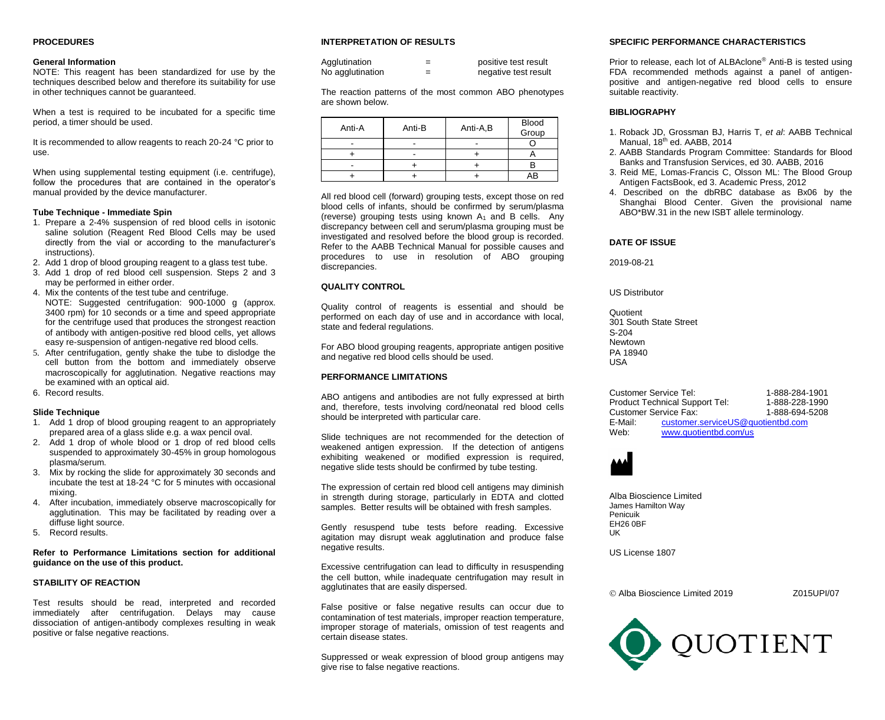## PROCEDURES

### General Information

NOTE: This reagent has been standardized for use by the techniques described below and therefore its suitability for use in other techniques cannot be guaranteed.

When a test is required to be incubated for a specific time period, a timer should be used.

It is recommended to allow reagents to reach 20-24 °C prior to use.

When using supplemental testing equipment (i.e. centrifuge), follow the procedures that are contained in the operator's manual provided by the device manufacturer.

### Tube Technique - Immediate Spin

1. Prepare a 2-4% suspension of red blood cells in isotonic saline solution (Reagent Red Blood Cells may be used directly from the vial or according to the manufacturer's instructions).
2. Add 1 drop of blood grouping reagent to a glass test tube.
3. Add 1 drop of red blood cell suspension. Steps 2 and 3 may be performed in either order.
4. Mix the contents of the test tube and centrifuge.
   NOTE: Suggested centrifugation: 900-1000 g (approx. 3400 rpm) for 10 seconds or a time and speed appropriate for the centrifuge used that produces the strongest reaction of antibody with antigen-positive red blood cells, yet allows easy re-suspension of antigen-negative red blood cells.
5. After centrifugation, gently shake the tube to dislodge the cell button from the bottom and immediately observe macroscopically for agglutination. Negative reactions may be examined with an optical aid.
6. Record results.

### Slide Technique

1. Add 1 drop of blood grouping reagent to an appropriately prepared area of a glass slide e.g. a wax pencil oval.
2. Add 1 drop of whole blood or 1 drop of red blood cells suspended to approximately 30-45% in group homologous plasma/serum.
3. Mix by rocking the slide for approximately 30 seconds and incubate the test at 18-24 °C for 5 minutes with occasional mixing.
4. After incubation, immediately observe macroscopically for agglutination. This may be facilitated by reading over a diffuse light source.
5. Record results.

**Refer to Performance Limitations section for additional guidance on the use of this product.**

## STABILITY OF REACTION

Test results should be read, interpreted and recorded immediately after centrifugation. Delays may cause dissociation of antigen-antibody complexes resulting in weak positive or false negative reactions.

## INTERPRETATION OF RESULTS

| | | |
|---|---|---|
| Agglutination | = | positive test result |
| No agglutination | = | negative test result |

The reaction patterns of the most common ABO phenotypes are shown below.

| Anti-A | Anti-B | Anti-A,B | Blood Group |
|---|---|---|---|
| - | - | - | O |
| + | - | + | A |
| - | + | + | B |
| + | + | + | AB |

All red blood cell (forward) grouping tests, except those on red blood cells of infants, should be confirmed by serum/plasma (reverse) grouping tests using known $A_1$ and B cells. Any discrepancy between cell and serum/plasma grouping must be investigated and resolved before the blood group is recorded. Refer to the AABB Technical Manual for possible causes and procedures to use in resolution of ABO grouping discrepancies.

## QUALITY CONTROL

Quality control of reagents is essential and should be performed on each day of use and in accordance with local, state and federal regulations.

For ABO blood grouping reagents, appropriate antigen positive and negative red blood cells should be used.

## PERFORMANCE LIMITATIONS

ABO antigens and antibodies are not fully expressed at birth and, therefore, tests involving cord/neonatal red blood cells should be interpreted with particular care.

Slide techniques are not recommended for the detection of weakened antigen expression. If the detection of antigens exhibiting weakened or modified expression is required, negative slide tests should be confirmed by tube testing.

The expression of certain red blood cell antigens may diminish in strength during storage, particularly in EDTA and clotted samples. Better results will be obtained with fresh samples.

Gently resuspend tube tests before reading. Excessive agitation may disrupt weak agglutination and produce false negative results.

Excessive centrifugation can lead to difficulty in resuspending the cell button, while inadequate centrifugation may result in agglutinates that are easily dispersed.

False positive or false negative results can occur due to contamination of test materials, improper reaction temperature, improper storage of materials, omission of test reagents and certain disease states.

Suppressed or weak expression of blood group antigens may give rise to false negative reactions.

## SPECIFIC PERFORMANCE CHARACTERISTICS

Prior to release, each lot of ALBAclone® Anti-B is tested using FDA recommended methods against a panel of antigen-positive and antigen-negative red blood cells to ensure suitable reactivity.

## BIBLIOGRAPHY

1. Roback JD, Grossman BJ, Harris T, *et al*: AABB Technical Manual, 18th ed. AABB, 2014
2. AABB Standards Program Committee: Standards for Blood Banks and Transfusion Services, ed 30. AABB, 2016
3. Reid ME, Lomas-Francis C, Olsson ML: The Blood Group Antigen FactsBook, ed 3. Academic Press, 2012
4. Described on the dbRBC database as Bx06 by the Shanghai Blood Center. Given the provisional name ABO*BW.31 in the new ISBT allele terminology.

## DATE OF ISSUE

2019-08-21

US Distributor

Quotient
301 South State Street
S-204
Newtown
PA 18940
USA

| | |
|---|---|
| Customer Service Tel: | 1-888-284-1901 |
| Product Technical Support Tel: | 1-888-228-1990 |
| Customer Service Fax: | 1-888-694-5208 |
| E-Mail: | customer.serviceUS@quotientbd.com |
| Web: | www.quotientbd.com/us |

Alba Bioscience Limited
James Hamilton Way
Penicuik
EH26 0BF
UK

US License 1807

© Alba Bioscience Limited 2019 Z015UPI/07

QUOTIENT